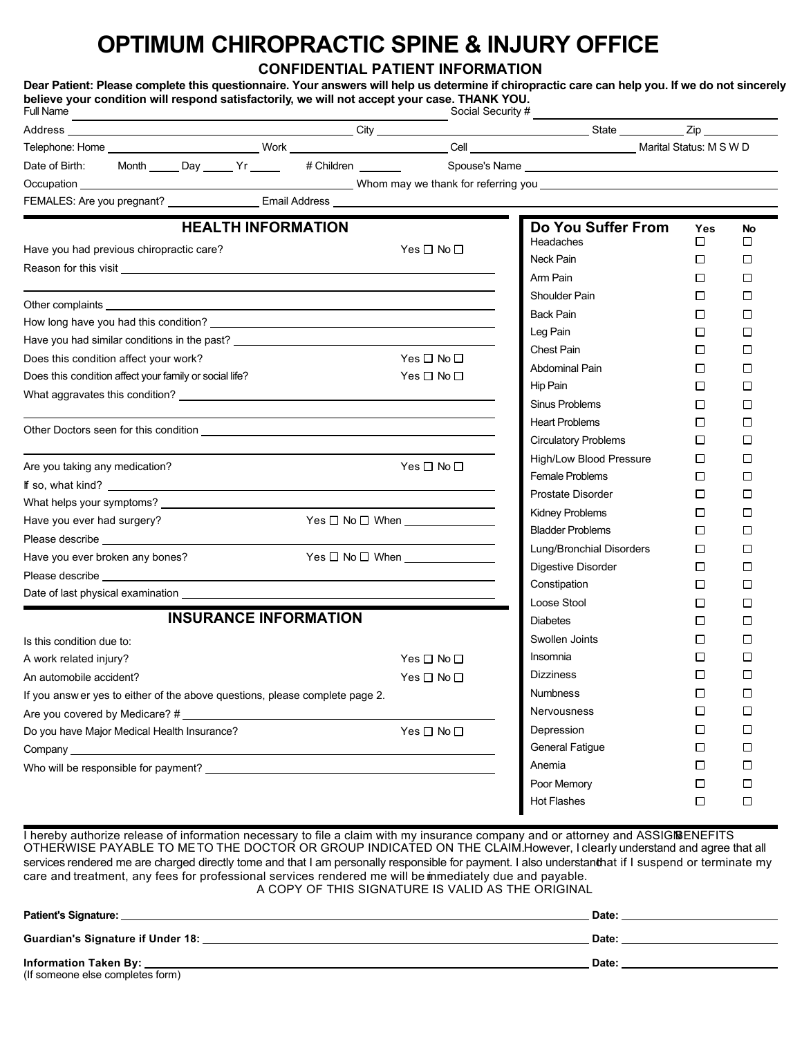# OPTIMUM CHIROPRACTIC SPINE & INJURY OFFICE

## CONFIDENTIAL PATIENT INFORMATION

**Dear Patient: Please complete this questionnaire. Your answers will help us determine if chiropractic care can help you. If we do not sincerely believe your condition will respond satisfactorily, we will not accept your case. THANK YOU.**

Full Name ______________________ Social Security # ______________________

Address ______________________ City ______________ State ________ Zip ________

Telephone: Home ______________ Work ______________ Cell ______________ Marital Status: M S W D

Date of Birth: Month _____ Day _____ Yr _____ # Children _______ Spouse's Name ______________________

Occupation ______________________ Whom may we thank for referring you ______________________

FEMALES: Are you pregnant? ______________ Email Address ______________________

## HEALTH INFORMATION

Have you had previous chiropractic care? Yes ☐ No ☐

Reason for this visit ______________________

Other complaints ______________________

How long have you had this condition? ______________________

Have you had similar conditions in the past? ______________________

Does this condition affect your work? Yes ☐ No ☐

Does this condition affect your family or social life? Yes ☐ No ☐

What aggravates this condition? ______________________

Other Doctors seen for this condition ______________________

Are you taking any medication? Yes ☐ No ☐

If so, what kind? ______________________

What helps your symptoms? ______________________

Have you ever had surgery? Yes ☐ No ☐ When ______________

Please describe ______________________

Have you ever broken any bones? Yes ☐ No ☐ When ______________

Please describe ______________________

Date of last physical examination ______________________

## INSURANCE INFORMATION

Is this condition due to:

A work related injury? Yes ☐ No ☐

An automobile accident? Yes ☐ No ☐

If you answer yes to either of the above questions, please complete page 2.

Are you covered by Medicare? # ______________________

Do you have Major Medical Health Insurance? Yes ☐ No ☐

Company ______________________

Who will be responsible for payment? ______________________

## Do You Suffer From

| | Yes | No |
|---|---|---|
| Headaches | ☐ | ☐ |
| Neck Pain | ☐ | ☐ |
| Arm Pain | ☐ | ☐ |
| Shoulder Pain | ☐ | ☐ |
| Back Pain | ☐ | ☐ |
| Leg Pain | ☐ | ☐ |
| Chest Pain | ☐ | ☐ |
| Abdominal Pain | ☐ | ☐ |
| Hip Pain | ☐ | ☐ |
| Sinus Problems | ☐ | ☐ |
| Heart Problems | ☐ | ☐ |
| Circulatory Problems | ☐ | ☐ |
| High/Low Blood Pressure | ☐ | ☐ |
| Female Problems | ☐ | ☐ |
| Prostate Disorder | ☐ | ☐ |
| Kidney Problems | ☐ | ☐ |
| Bladder Problems | ☐ | ☐ |
| Lung/Bronchial Disorders | ☐ | ☐ |
| Digestive Disorder | ☐ | ☐ |
| Constipation | ☐ | ☐ |
| Loose Stool | ☐ | ☐ |
| Diabetes | ☐ | ☐ |
| Swollen Joints | ☐ | ☐ |
| Insomnia | ☐ | ☐ |
| Dizziness | ☐ | ☐ |
| Numbness | ☐ | ☐ |
| Nervousness | ☐ | ☐ |
| Depression | ☐ | ☐ |
| General Fatigue | ☐ | ☐ |
| Anemia | ☐ | ☐ |
| Poor Memory | ☐ | ☐ |
| Hot Flashes | ☐ | ☐ |

I hereby authorize release of information necessary to file a claim with my insurance company and or attorney and ASSIGN BENEFITS OTHERWISE PAYABLE TO ME TO THE DOCTOR OR GROUP INDICATED ON THE CLAIM. However, I clearly understand and agree that all services rendered me are charged directly to me and that I am personally responsible for payment. I also understand that if I suspend or terminate my care and treatment, any fees for professional services rendered me will be immediately due and payable.

A COPY OF THIS SIGNATURE IS VALID AS THE ORIGINAL

**Patient's Signature:** ______________________ **Date:** ______________

**Guardian's Signature if Under 18:** ______________________ **Date:** ______________

**Information Taken By:** ______________________ **Date:** ______________
(If someone else completes form)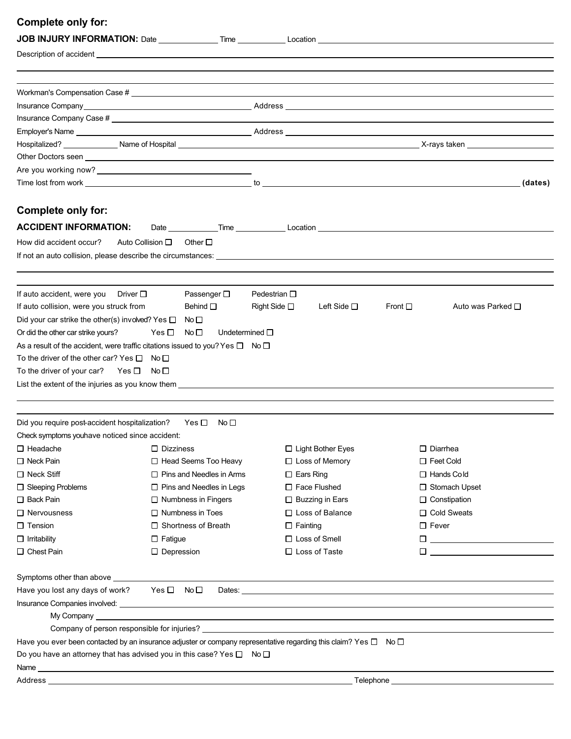## Complete only for:

**JOB INJURY INFORMATION:** Date ____________ Time __________ Location ______________________________

Description of accident ______________________________

______________________________

______________________________

Workman's Compensation Case # ______________________________

Insurance Company ______________________________ Address ______________________________

Insurance Company Case # ______________________________

Employer's Name ______________________________ Address ______________________________

Hospitalized? ____________ Name of Hospital ______________________________ X-rays taken ____________

Other Doctors seen ______________________________

Are you working now? ______________________________

Time lost from work ______________________________ to ______________________________ **(dates)**

## Complete only for:

**ACCIDENT INFORMATION:** Date __________ Time __________ Location ______________________________

How did accident occur? Auto Collision ☐ Other ☐

If not an auto collision, please describe the circumstances: ______________________________

______________________________

______________________________

If auto accident, were you Driver ☐ Passenger ☐ Pedestrian ☐

If auto collision, were you struck from Behind ☐ Right Side ☐ Left Side ☐ Front ☐ Auto was Parked ☐

Did your car strike the other(s) involved? Yes ☐ No ☐

Or did the other car strike yours? Yes ☐ No ☐ Undetermined ☐

As a result of the accident, were traffic citations issued to you? Yes ☐ No ☐

To the driver of the other car? Yes ☐ No ☐

To the driver of your car? Yes ☐ No ☐

List the extent of the injuries as you know them ______________________________

______________________________

______________________________

Did you require post-accident hospitalization? Yes ☐ No ☐

Check symptoms youhave noticed since accident:

| | | | |
|---|---|---|---|
| ☐ Headache | ☐ Dizziness | ☐ Light Bother Eyes | ☐ Diarrhea |
| ☐ Neck Pain | ☐ Head Seems Too Heavy | ☐ Loss of Memory | ☐ Feet Cold |
| ☐ Neck Stiff | ☐ Pins and Needles in Arms | ☐ Ears Ring | ☐ Hands Cold |
| ☐ Sleeping Problems | ☐ Pins and Needles in Legs | ☐ Face Flushed | ☐ Stomach Upset |
| ☐ Back Pain | ☐ Numbness in Fingers | ☐ Buzzing in Ears | ☐ Constipation |
| ☐ Nervousness | ☐ Numbness in Toes | ☐ Loss of Balance | ☐ Cold Sweats |
| ☐ Tension | ☐ Shortness of Breath | ☐ Fainting | ☐ Fever |
| ☐ Irritability | ☐ Fatigue | ☐ Loss of Smell | ☐ ____________ |
| ☐ Chest Pain | ☐ Depression | ☐ Loss of Taste | ☐ ____________ |

Symptoms other than above ______________________________

Have you lost any days of work? Yes ☐ No ☐ Dates: ______________________________

Insurance Companies involved: ______________________________

My Company ______________________________

Company of person responsible for injuries? ______________________________

Have you ever been contacted by an insurance adjuster or company representative regarding this claim? Yes ☐ No ☐

Do you have an attorney that has advised you in this case? Yes ☐ No ☐

Name ______________________________

Address ______________________________ Telephone ______________________________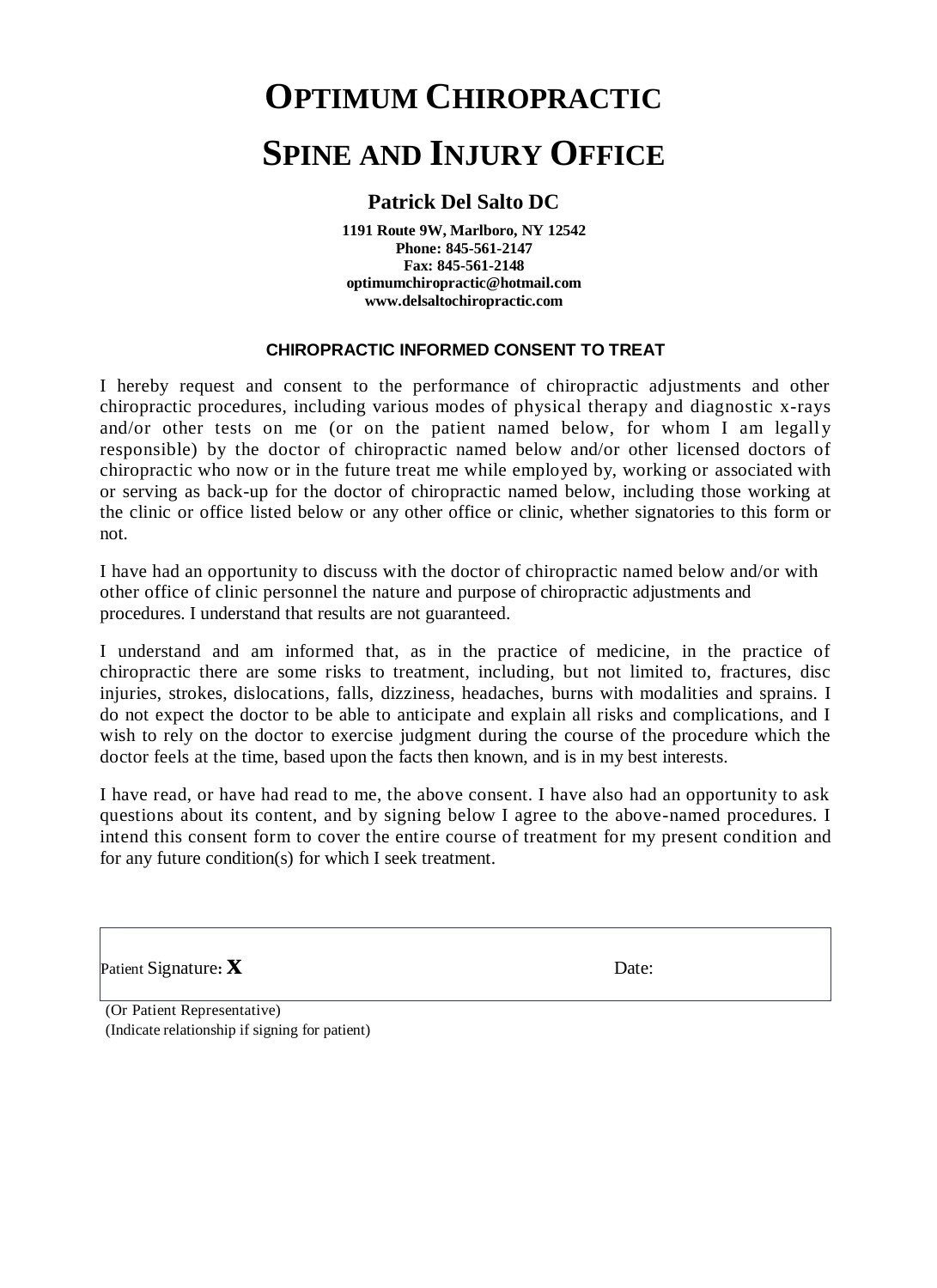# Optimum Chiropractic

# Spine and Injury Office

### Patrick Del Salto DC

**1191 Route 9W, Marlboro, NY 12542**
**Phone: 845-561-2147**
**Fax: 845-561-2148**
**optimumchiropractic@hotmail.com**
**www.delsaltochiropractic.com**

**CHIROPRACTIC INFORMED CONSENT TO TREAT**

I hereby request and consent to the performance of chiropractic adjustments and other chiropractic procedures, including various modes of physical therapy and diagnostic x-rays and/or other tests on me (or on the patient named below, for whom I am legally responsible) by the doctor of chiropractic named below and/or other licensed doctors of chiropractic who now or in the future treat me while employed by, working or associated with or serving as back-up for the doctor of chiropractic named below, including those working at the clinic or office listed below or any other office or clinic, whether signatories to this form or not.

I have had an opportunity to discuss with the doctor of chiropractic named below and/or with other office of clinic personnel the nature and purpose of chiropractic adjustments and procedures. I understand that results are not guaranteed.

I understand and am informed that, as in the practice of medicine, in the practice of chiropractic there are some risks to treatment, including, but not limited to, fractures, disc injuries, strokes, dislocations, falls, dizziness, headaches, burns with modalities and sprains. I do not expect the doctor to be able to anticipate and explain all risks and complications, and I wish to rely on the doctor to exercise judgment during the course of the procedure which the doctor feels at the time, based upon the facts then known, and is in my best interests.

I have read, or have had read to me, the above consent. I have also had an opportunity to ask questions about its content, and by signing below I agree to the above-named procedures. I intend this consent form to cover the entire course of treatment for my present condition and for any future condition(s) for which I seek treatment.

Patient Signature: **X** Date:

(Or Patient Representative)
(Indicate relationship if signing for patient)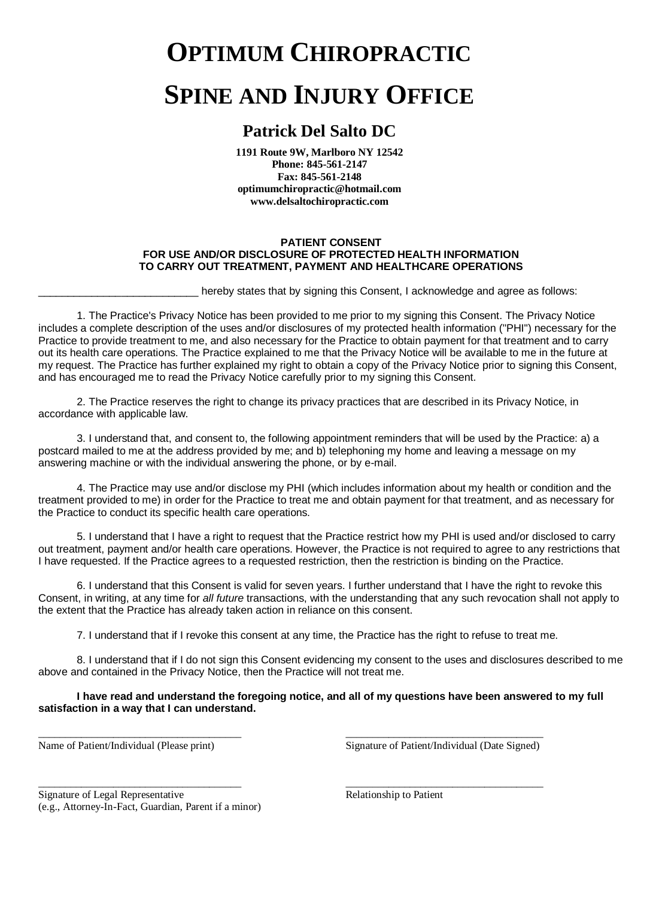# OPTIMUM CHIROPRACTIC

# SPINE AND INJURY OFFICE

## Patrick Del Salto DC

**1191 Route 9W, Marlboro NY 12542**
**Phone: 845-561-2147**
**Fax: 845-561-2148**
**optimumchiropractic@hotmail.com**
**www.delsaltochiropractic.com**

**PATIENT CONSENT**
**FOR USE AND/OR DISCLOSURE OF PROTECTED HEALTH INFORMATION**
**TO CARRY OUT TREATMENT, PAYMENT AND HEALTHCARE OPERATIONS**

___________________________ hereby states that by signing this Consent, I acknowledge and agree as follows:

1. The Practice's Privacy Notice has been provided to me prior to my signing this Consent. The Privacy Notice includes a complete description of the uses and/or disclosures of my protected health information ("PHI") necessary for the Practice to provide treatment to me, and also necessary for the Practice to obtain payment for that treatment and to carry out its health care operations. The Practice explained to me that the Privacy Notice will be available to me in the future at my request. The Practice has further explained my right to obtain a copy of the Privacy Notice prior to signing this Consent, and has encouraged me to read the Privacy Notice carefully prior to my signing this Consent.

2. The Practice reserves the right to change its privacy practices that are described in its Privacy Notice, in accordance with applicable law.

3. I understand that, and consent to, the following appointment reminders that will be used by the Practice: a) a postcard mailed to me at the address provided by me; and b) telephoning my home and leaving a message on my answering machine or with the individual answering the phone, or by e-mail.

4. The Practice may use and/or disclose my PHI (which includes information about my health or condition and the treatment provided to me) in order for the Practice to treat me and obtain payment for that treatment, and as necessary for the Practice to conduct its specific health care operations.

5. I understand that I have a right to request that the Practice restrict how my PHI is used and/or disclosed to carry out treatment, payment and/or health care operations. However, the Practice is not required to agree to any restrictions that I have requested. If the Practice agrees to a requested restriction, then the restriction is binding on the Practice.

6. I understand that this Consent is valid for seven years. I further understand that I have the right to revoke this Consent, in writing, at any time for *all future* transactions, with the understanding that any such revocation shall not apply to the extent that the Practice has already taken action in reliance on this consent.

7. I understand that if I revoke this consent at any time, the Practice has the right to refuse to treat me.

8. I understand that if I do not sign this Consent evidencing my consent to the uses and disclosures described to me above and contained in the Privacy Notice, then the Practice will not treat me.

**I have read and understand the foregoing notice, and all of my questions have been answered to my full satisfaction in a way that I can understand.**

_____________________________________
Name of Patient/Individual (Please print)

_____________________________________
Signature of Patient/Individual (Date Signed)

_____________________________________
Signature of Legal Representative
(e.g., Attorney-In-Fact, Guardian, Parent if a minor)

_____________________________________
Relationship to Patient